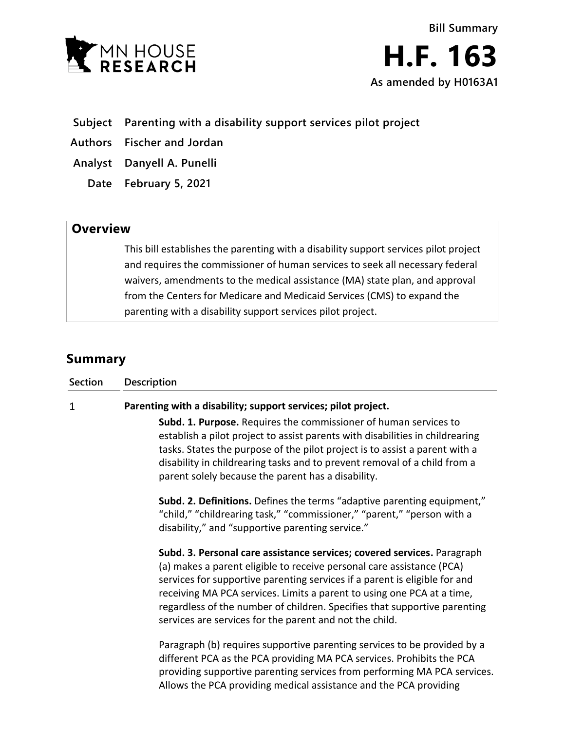Bill Summary

# H.F. 163

As amended by H0163A1

**Subject** Parenting with a disability support services pilot project

**Authors** Fischer and Jordan

**Analyst** Danyell A. Punelli

**Date** February 5, 2021

## Overview

This bill establishes the parenting with a disability support services pilot project and requires the commissioner of human services to seek all necessary federal waivers, amendments to the medical assistance (MA) state plan, and approval from the Centers for Medicare and Medicaid Services (CMS) to expand the parenting with a disability support services pilot project.

## Summary

| Section | Description |
|---|---|
| 1 | **Parenting with a disability; support services; pilot project.** |

**Subd. 1. Purpose.** Requires the commissioner of human services to establish a pilot project to assist parents with disabilities in childrearing tasks. States the purpose of the pilot project is to assist a parent with a disability in childrearing tasks and to prevent removal of a child from a parent solely because the parent has a disability.

**Subd. 2. Definitions.** Defines the terms "adaptive parenting equipment," "child," "childrearing task," "commissioner," "parent," "person with a disability," and "supportive parenting service."

**Subd. 3. Personal care assistance services; covered services.** Paragraph (a) makes a parent eligible to receive personal care assistance (PCA) services for supportive parenting services if a parent is eligible for and receiving MA PCA services. Limits a parent to using one PCA at a time, regardless of the number of children. Specifies that supportive parenting services are services for the parent and not the child.

Paragraph (b) requires supportive parenting services to be provided by a different PCA as the PCA providing MA PCA services. Prohibits the PCA providing supportive parenting services from performing MA PCA services. Allows the PCA providing medical assistance and the PCA providing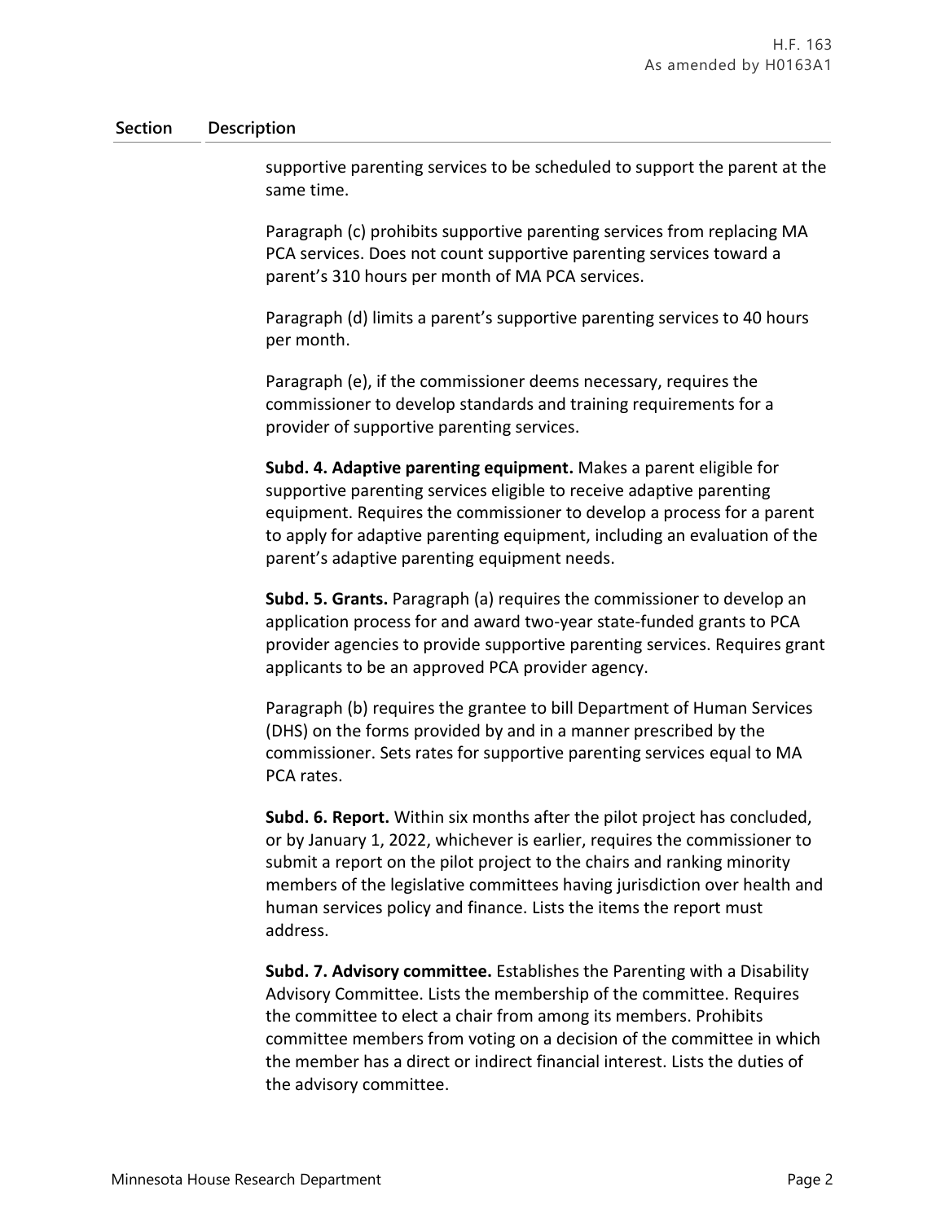| Section | Description |
|---|---|
| | supportive parenting services to be scheduled to support the parent at the same time.<br><br>Paragraph (c) prohibits supportive parenting services from replacing MA PCA services. Does not count supportive parenting services toward a parent's 310 hours per month of MA PCA services.<br><br>Paragraph (d) limits a parent's supportive parenting services to 40 hours per month.<br><br>Paragraph (e), if the commissioner deems necessary, requires the commissioner to develop standards and training requirements for a provider of supportive parenting services.<br><br>**Subd. 4. Adaptive parenting equipment.** Makes a parent eligible for supportive parenting services eligible to receive adaptive parenting equipment. Requires the commissioner to develop a process for a parent to apply for adaptive parenting equipment, including an evaluation of the parent's adaptive parenting equipment needs.<br><br>**Subd. 5. Grants.** Paragraph (a) requires the commissioner to develop an application process for and award two-year state-funded grants to PCA provider agencies to provide supportive parenting services. Requires grant applicants to be an approved PCA provider agency.<br><br>Paragraph (b) requires the grantee to bill Department of Human Services (DHS) on the forms provided by and in a manner prescribed by the commissioner. Sets rates for supportive parenting services equal to MA PCA rates.<br><br>**Subd. 6. Report.** Within six months after the pilot project has concluded, or by January 1, 2022, whichever is earlier, requires the commissioner to submit a report on the pilot project to the chairs and ranking minority members of the legislative committees having jurisdiction over health and human services policy and finance. Lists the items the report must address.<br><br>**Subd. 7. Advisory committee.** Establishes the Parenting with a Disability Advisory Committee. Lists the membership of the committee. Requires the committee to elect a chair from among its members. Prohibits committee members from voting on a decision of the committee in which the member has a direct or indirect financial interest. Lists the duties of the advisory committee. |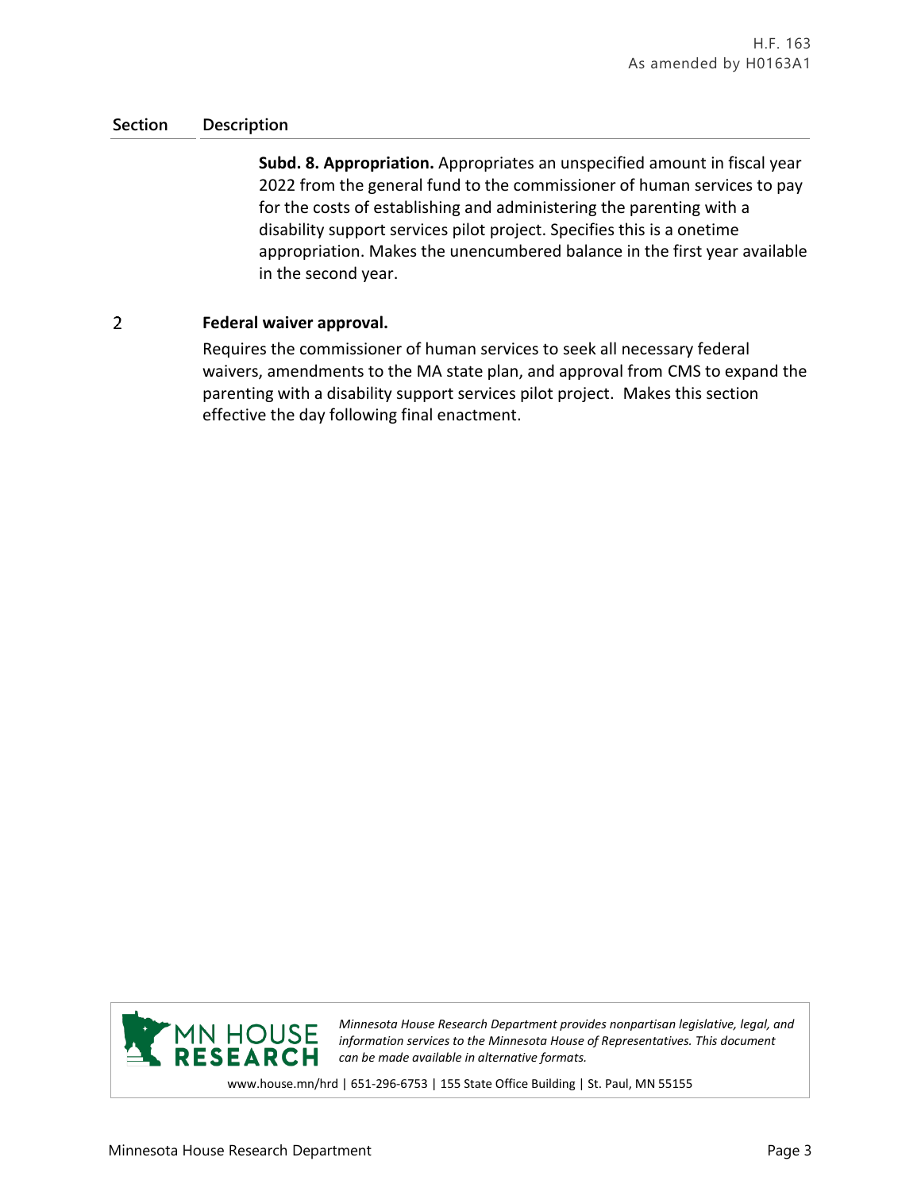| Section | Description |
|---|---|
| | **Subd. 8. Appropriation.** Appropriates an unspecified amount in fiscal year 2022 from the general fund to the commissioner of human services to pay for the costs of establishing and administering the parenting with a disability support services pilot project. Specifies this is a onetime appropriation. Makes the unencumbered balance in the first year available in the second year. |
| 2 | **Federal waiver approval.** Requires the commissioner of human services to seek all necessary federal waivers, amendments to the MA state plan, and approval from CMS to expand the parenting with a disability support services pilot project. Makes this section effective the day following final enactment. |

MN HOUSE RESEARCH

*Minnesota House Research Department provides nonpartisan legislative, legal, and information services to the Minnesota House of Representatives. This document can be made available in alternative formats.*

www.house.mn/hrd | 651-296-6753 | 155 State Office Building | St. Paul, MN 55155